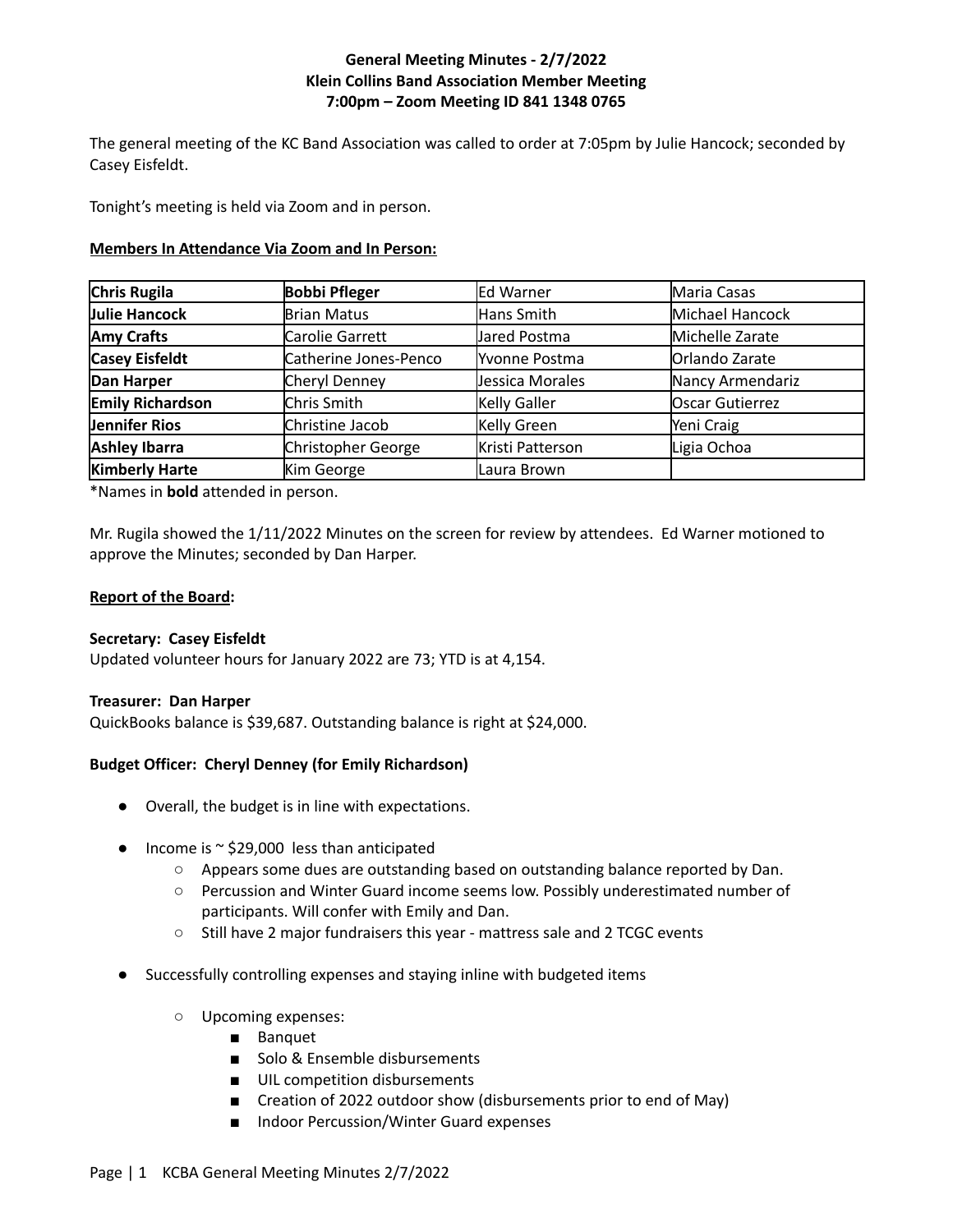**General Meeting Minutes - 2/7/2022**
**Klein Collins Band Association Member Meeting**
**7:00pm – Zoom Meeting ID 841 1348 0765**

The general meeting of the KC Band Association was called to order at 7:05pm by Julie Hancock; seconded by Casey Eisfeldt.

Tonight's meeting is held via Zoom and in person.

**Members In Attendance Via Zoom and In Person:**

| | | | |
|---|---|---|---|
| **Chris Rugila** | **Bobbi Pfleger** | Ed Warner | Maria Casas |
| **Julie Hancock** | Brian Matus | Hans Smith | Michael Hancock |
| **Amy Crafts** | Carolie Garrett | Jared Postma | Michelle Zarate |
| **Casey Eisfeldt** | Catherine Jones-Penco | Yvonne Postma | Orlando Zarate |
| **Dan Harper** | Cheryl Denney | Jessica Morales | Nancy Armendariz |
| **Emily Richardson** | Chris Smith | Kelly Galler | Oscar Gutierrez |
| **Jennifer Rios** | Christine Jacob | Kelly Green | Yeni Craig |
| **Ashley Ibarra** | Christopher George | Kristi Patterson | Ligia Ochoa |
| **Kimberly Harte** | Kim George | Laura Brown | |

*Names in **bold** attended in person.

Mr. Rugila showed the 1/11/2022 Minutes on the screen for review by attendees. Ed Warner motioned to approve the Minutes; seconded by Dan Harper.

**Report of the Board:**

**Secretary: Casey Eisfeldt**
Updated volunteer hours for January 2022 are 73; YTD is at 4,154.

**Treasurer: Dan Harper**
QuickBooks balance is $39,687. Outstanding balance is right at $24,000.

**Budget Officer: Cheryl Denney (for Emily Richardson)**

- Overall, the budget is in line with expectations.
- Income is ~ $29,000 less than anticipated
  - Appears some dues are outstanding based on outstanding balance reported by Dan.
  - Percussion and Winter Guard income seems low. Possibly underestimated number of participants. Will confer with Emily and Dan.
  - Still have 2 major fundraisers this year - mattress sale and 2 TCGC events
- Successfully controlling expenses and staying inline with budgeted items
  - Upcoming expenses:
    - Banquet
    - Solo & Ensemble disbursements
    - UIL competition disbursements
    - Creation of 2022 outdoor show (disbursements prior to end of May)
    - Indoor Percussion/Winter Guard expenses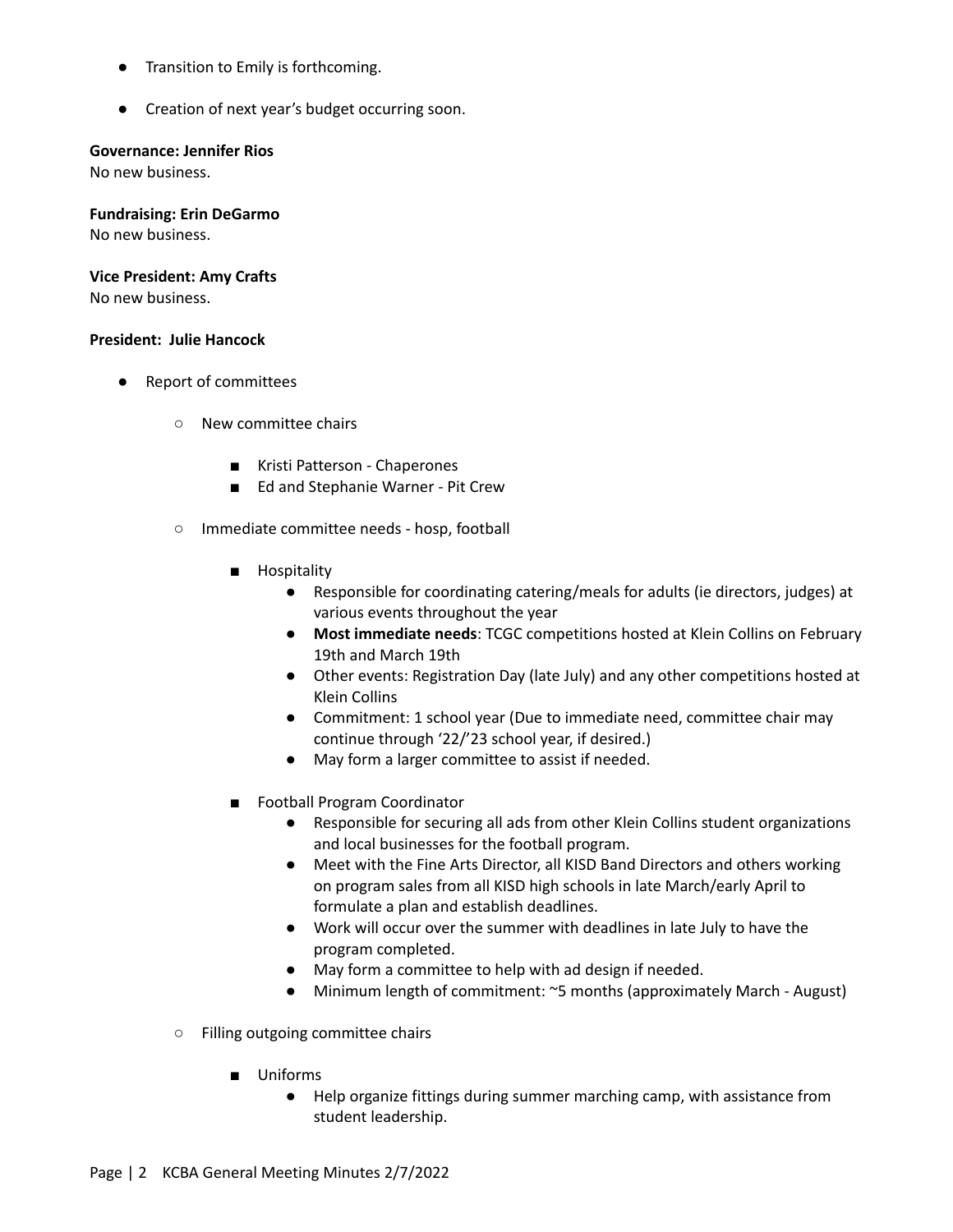- Transition to Emily is forthcoming.
- Creation of next year's budget occurring soon.

**Governance: Jennifer Rios**
No new business.

**Fundraising: Erin DeGarmo**
No new business.

**Vice President: Amy Crafts**
No new business.

**President: Julie Hancock**

- Report of committees
  - New committee chairs
    - Kristi Patterson - Chaperones
    - Ed and Stephanie Warner - Pit Crew
  - Immediate committee needs - hosp, football
    - Hospitality
      - Responsible for coordinating catering/meals for adults (ie directors, judges) at various events throughout the year
      - **Most immediate needs**: TCGC competitions hosted at Klein Collins on February 19th and March 19th
      - Other events: Registration Day (late July) and any other competitions hosted at Klein Collins
      - Commitment: 1 school year (Due to immediate need, committee chair may continue through '22/'23 school year, if desired.)
      - May form a larger committee to assist if needed.
    - Football Program Coordinator
      - Responsible for securing all ads from other Klein Collins student organizations and local businesses for the football program.
      - Meet with the Fine Arts Director, all KISD Band Directors and others working on program sales from all KISD high schools in late March/early April to formulate a plan and establish deadlines.
      - Work will occur over the summer with deadlines in late July to have the program completed.
      - May form a committee to help with ad design if needed.
      - Minimum length of commitment: ~5 months (approximately March - August)
  - Filling outgoing committee chairs
    - Uniforms
      - Help organize fittings during summer marching camp, with assistance from student leadership.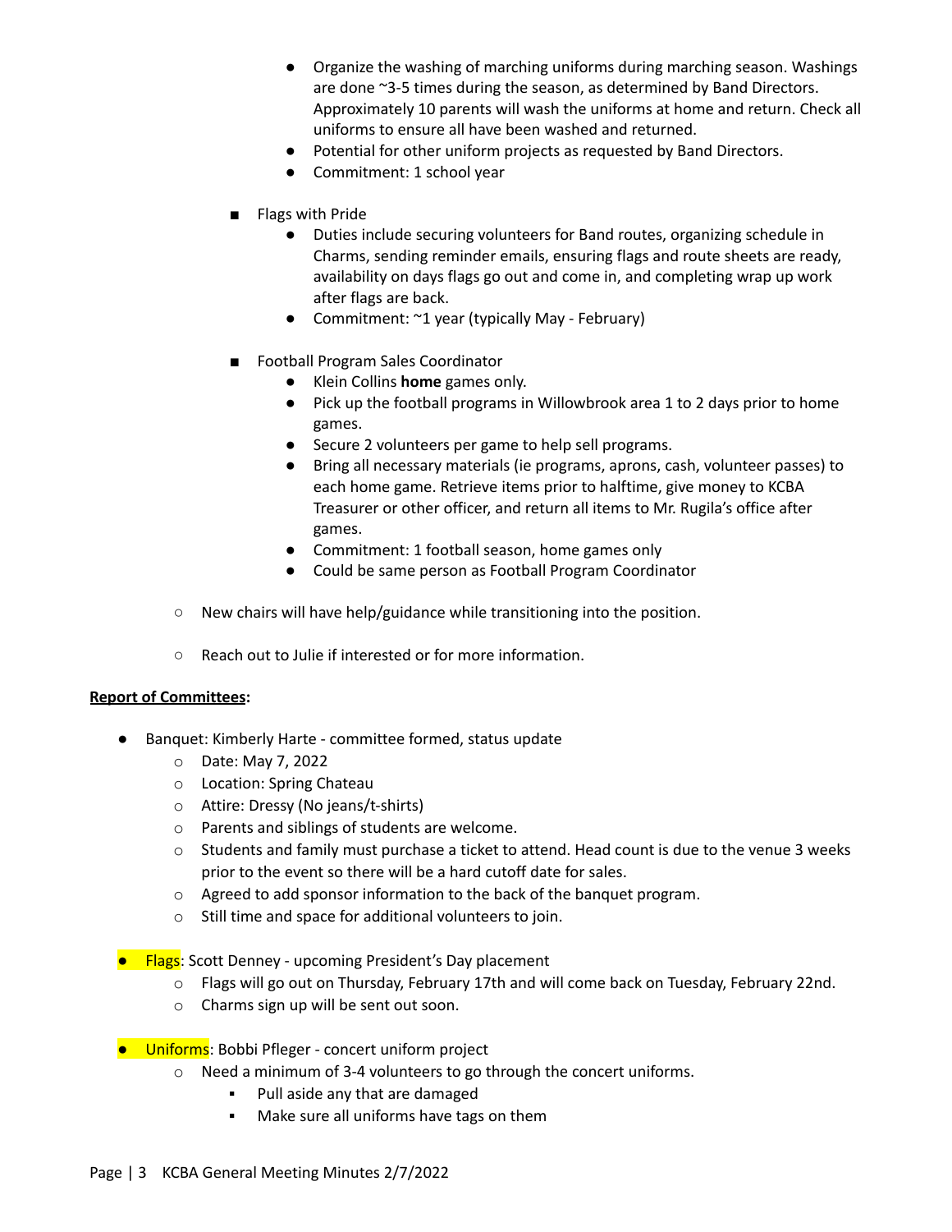- Organize the washing of marching uniforms during marching season. Washings are done ~3-5 times during the season, as determined by Band Directors. Approximately 10 parents will wash the uniforms at home and return. Check all uniforms to ensure all have been washed and returned.
            - Potential for other uniform projects as requested by Band Directors.
            - Commitment: 1 school year

        - Flags with Pride
            - Duties include securing volunteers for Band routes, organizing schedule in Charms, sending reminder emails, ensuring flags and route sheets are ready, availability on days flags go out and come in, and completing wrap up work after flags are back.
            - Commitment: ~1 year (typically May - February)

        - Football Program Sales Coordinator
            - Klein Collins **home** games only.
            - Pick up the football programs in Willowbrook area 1 to 2 days prior to home games.
            - Secure 2 volunteers per game to help sell programs.
            - Bring all necessary materials (ie programs, aprons, cash, volunteer passes) to each home game. Retrieve items prior to halftime, give money to KCBA Treasurer or other officer, and return all items to Mr. Rugila's office after games.
            - Commitment: 1 football season, home games only
            - Could be same person as Football Program Coordinator

    - New chairs will have help/guidance while transitioning into the position.

    - Reach out to Julie if interested or for more information.

**Report of Committees:**

- Banquet: Kimberly Harte - committee formed, status update
    - Date: May 7, 2022
    - Location: Spring Chateau
    - Attire: Dressy (No jeans/t-shirts)
    - Parents and siblings of students are welcome.
    - Students and family must purchase a ticket to attend. Head count is due to the venue 3 weeks prior to the event so there will be a hard cutoff date for sales.
    - Agreed to add sponsor information to the back of the banquet program.
    - Still time and space for additional volunteers to join.

- Flags: Scott Denney - upcoming President's Day placement
    - Flags will go out on Thursday, February 17th and will come back on Tuesday, February 22nd.
    - Charms sign up will be sent out soon.

- Uniforms: Bobbi Pfleger - concert uniform project
    - Need a minimum of 3-4 volunteers to go through the concert uniforms.
        - Pull aside any that are damaged
        - Make sure all uniforms have tags on them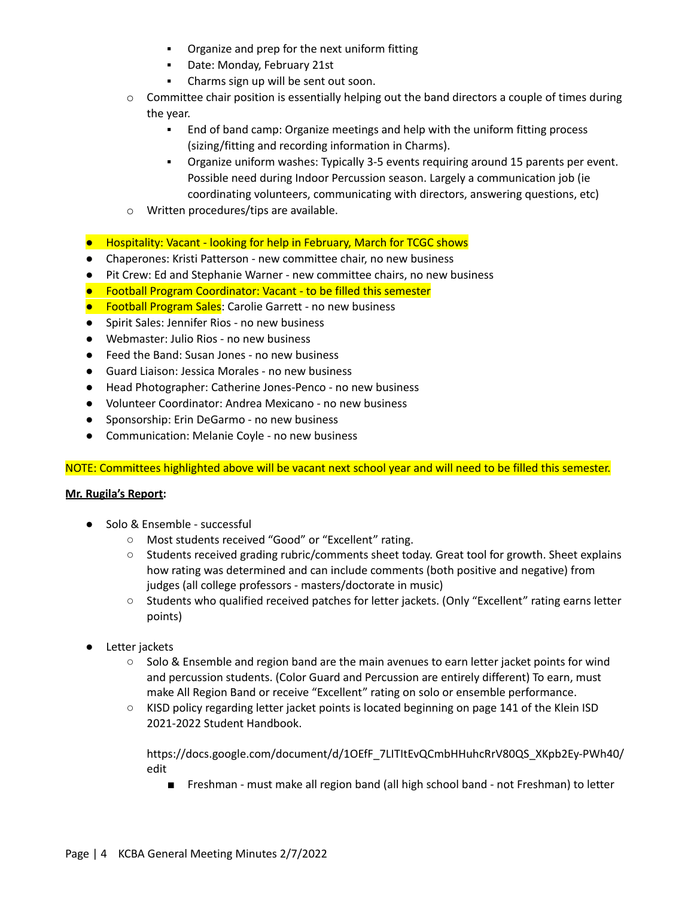- Organize and prep for the next uniform fitting
            - Date: Monday, February 21st
            - Charms sign up will be sent out soon.
    - Committee chair position is essentially helping out the band directors a couple of times during the year.
        - End of band camp: Organize meetings and help with the uniform fitting process (sizing/fitting and recording information in Charms).
        - Organize uniform washes: Typically 3-5 events requiring around 15 parents per event. Possible need during Indoor Percussion season. Largely a communication job (ie coordinating volunteers, communicating with directors, answering questions, etc)
    - Written procedures/tips are available.

- Hospitality: Vacant - looking for help in February, March for TCGC shows
- Chaperones: Kristi Patterson - new committee chair, no new business
- Pit Crew: Ed and Stephanie Warner - new committee chairs, no new business
- Football Program Coordinator: Vacant - to be filled this semester
- Football Program Sales: Carolie Garrett - no new business
- Spirit Sales: Jennifer Rios - no new business
- Webmaster: Julio Rios - no new business
- Feed the Band: Susan Jones - no new business
- Guard Liaison: Jessica Morales - no new business
- Head Photographer: Catherine Jones-Penco - no new business
- Volunteer Coordinator: Andrea Mexicano - no new business
- Sponsorship: Erin DeGarmo - no new business
- Communication: Melanie Coyle - no new business

NOTE: Committees highlighted above will be vacant next school year and will need to be filled this semester.

**Mr. Rugila's Report:**

- Solo & Ensemble - successful
    - Most students received "Good" or "Excellent" rating.
    - Students received grading rubric/comments sheet today. Great tool for growth. Sheet explains how rating was determined and can include comments (both positive and negative) from judges (all college professors - masters/doctorate in music)
    - Students who qualified received patches for letter jackets. (Only "Excellent" rating earns letter points)

- Letter jackets
    - Solo & Ensemble and region band are the main avenues to earn letter jacket points for wind and percussion students. (Color Guard and Percussion are entirely different) To earn, must make All Region Band or receive "Excellent" rating on solo or ensemble performance.
    - KISD policy regarding letter jacket points is located beginning on page 141 of the Klein ISD 2021-2022 Student Handbook.

      https://docs.google.com/document/d/1OEfF_7LITItEvQCmbHHuhcRrV80QS_XKpb2Ey-PWh40/edit

        - Freshman - must make all region band (all high school band - not Freshman) to letter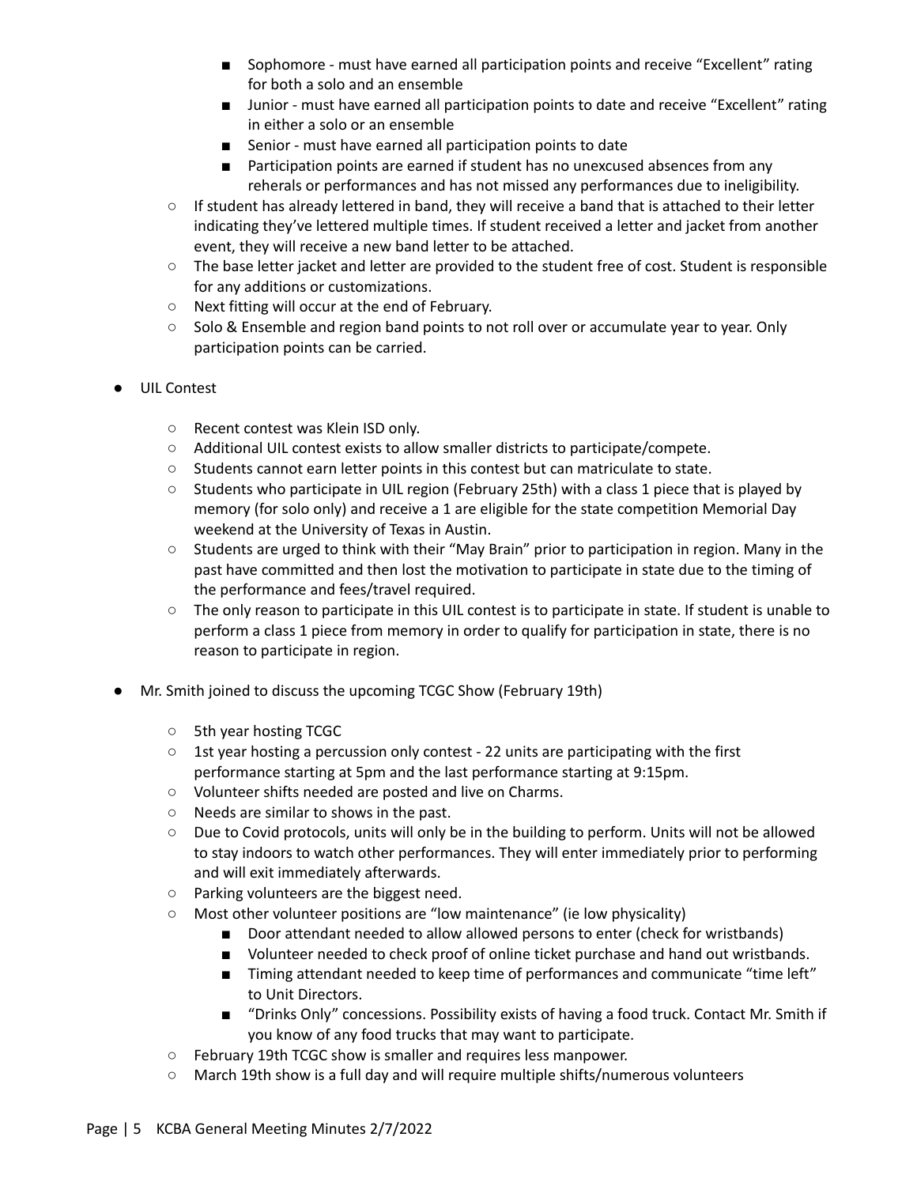- Sophomore - must have earned all participation points and receive "Excellent" rating for both a solo and an ensemble
    - Junior - must have earned all participation points to date and receive "Excellent" rating in either a solo or an ensemble
    - Senior - must have earned all participation points to date
    - Participation points are earned if student has no unexcused absences from any reherals or performances and has not missed any performances due to ineligibility.
  - If student has already lettered in band, they will receive a band that is attached to their letter indicating they've lettered multiple times. If student received a letter and jacket from another event, they will receive a new band letter to be attached.
  - The base letter jacket and letter are provided to the student free of cost. Student is responsible for any additions or customizations.
  - Next fitting will occur at the end of February.
  - Solo & Ensemble and region band points to not roll over or accumulate year to year. Only participation points can be carried.

- UIL Contest
  - Recent contest was Klein ISD only.
  - Additional UIL contest exists to allow smaller districts to participate/compete.
  - Students cannot earn letter points in this contest but can matriculate to state.
  - Students who participate in UIL region (February 25th) with a class 1 piece that is played by memory (for solo only) and receive a 1 are eligible for the state competition Memorial Day weekend at the University of Texas in Austin.
  - Students are urged to think with their "May Brain" prior to participation in region. Many in the past have committed and then lost the motivation to participate in state due to the timing of the performance and fees/travel required.
  - The only reason to participate in this UIL contest is to participate in state. If student is unable to perform a class 1 piece from memory in order to qualify for participation in state, there is no reason to participate in region.

- Mr. Smith joined to discuss the upcoming TCGC Show (February 19th)
  - 5th year hosting TCGC
  - 1st year hosting a percussion only contest - 22 units are participating with the first performance starting at 5pm and the last performance starting at 9:15pm.
  - Volunteer shifts needed are posted and live on Charms.
  - Needs are similar to shows in the past.
  - Due to Covid protocols, units will only be in the building to perform. Units will not be allowed to stay indoors to watch other performances. They will enter immediately prior to performing and will exit immediately afterwards.
  - Parking volunteers are the biggest need.
  - Most other volunteer positions are "low maintenance" (ie low physicality)
    - Door attendant needed to allow allowed persons to enter (check for wristbands)
    - Volunteer needed to check proof of online ticket purchase and hand out wristbands.
    - Timing attendant needed to keep time of performances and communicate "time left" to Unit Directors.
    - "Drinks Only" concessions. Possibility exists of having a food truck. Contact Mr. Smith if you know of any food trucks that may want to participate.
  - February 19th TCGC show is smaller and requires less manpower.
  - March 19th show is a full day and will require multiple shifts/numerous volunteers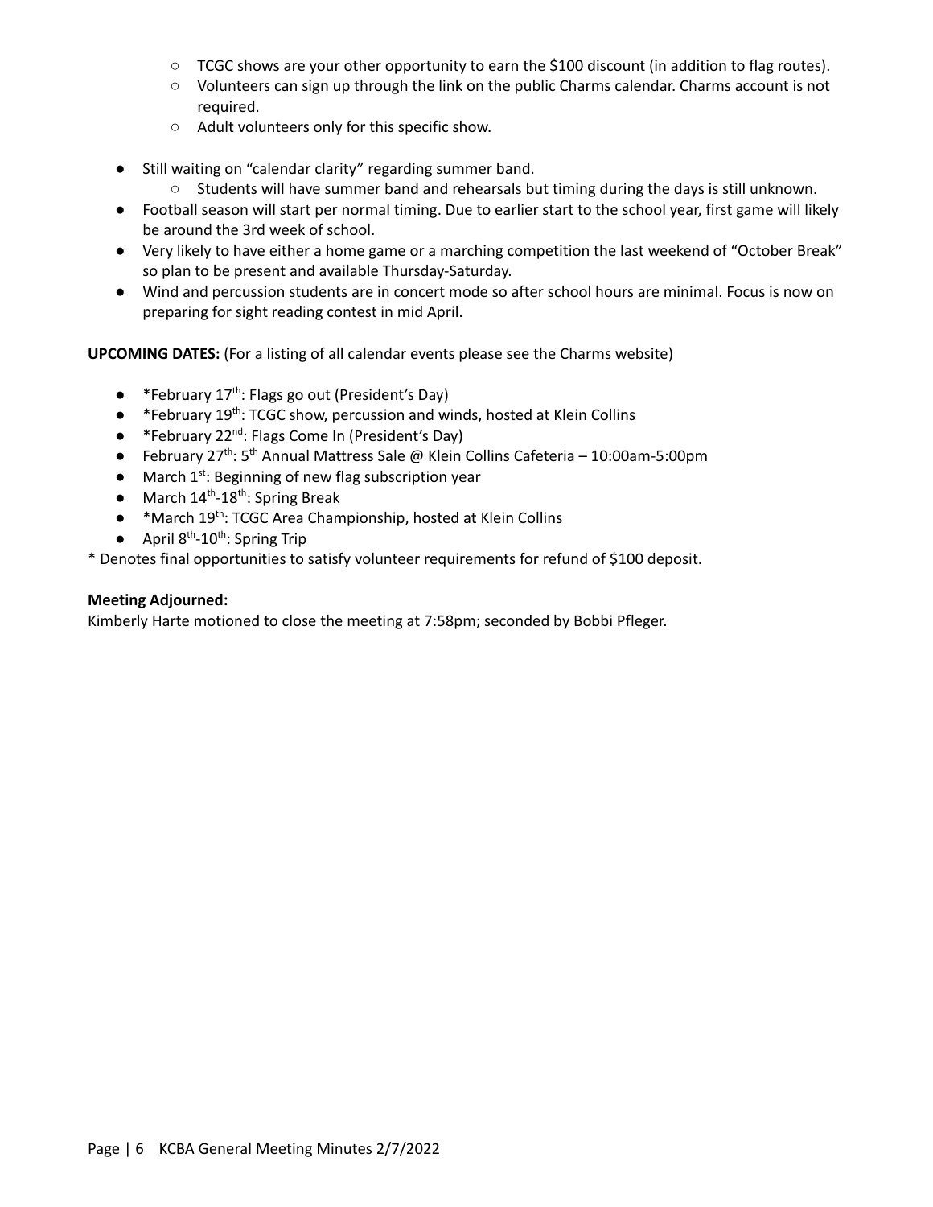- TCGC shows are your other opportunity to earn the $100 discount (in addition to flag routes).
    - Volunteers can sign up through the link on the public Charms calendar. Charms account is not required.
    - Adult volunteers only for this specific show.

- Still waiting on "calendar clarity" regarding summer band.
    - Students will have summer band and rehearsals but timing during the days is still unknown.
- Football season will start per normal timing. Due to earlier start to the school year, first game will likely be around the 3rd week of school.
- Very likely to have either a home game or a marching competition the last weekend of "October Break" so plan to be present and available Thursday-Saturday.
- Wind and percussion students are in concert mode so after school hours are minimal. Focus is now on preparing for sight reading contest in mid April.

**UPCOMING DATES:** (For a listing of all calendar events please see the Charms website)

- *February 17th: Flags go out (President's Day)
- *February 19th: TCGC show, percussion and winds, hosted at Klein Collins
- *February 22nd: Flags Come In (President's Day)
- February 27th: 5th Annual Mattress Sale @ Klein Collins Cafeteria – 10:00am-5:00pm
- March 1st: Beginning of new flag subscription year
- March 14th-18th: Spring Break
- *March 19th: TCGC Area Championship, hosted at Klein Collins
- April 8th-10th: Spring Trip

* Denotes final opportunities to satisfy volunteer requirements for refund of $100 deposit.

**Meeting Adjourned:**
Kimberly Harte motioned to close the meeting at 7:58pm; seconded by Bobbi Pfleger.